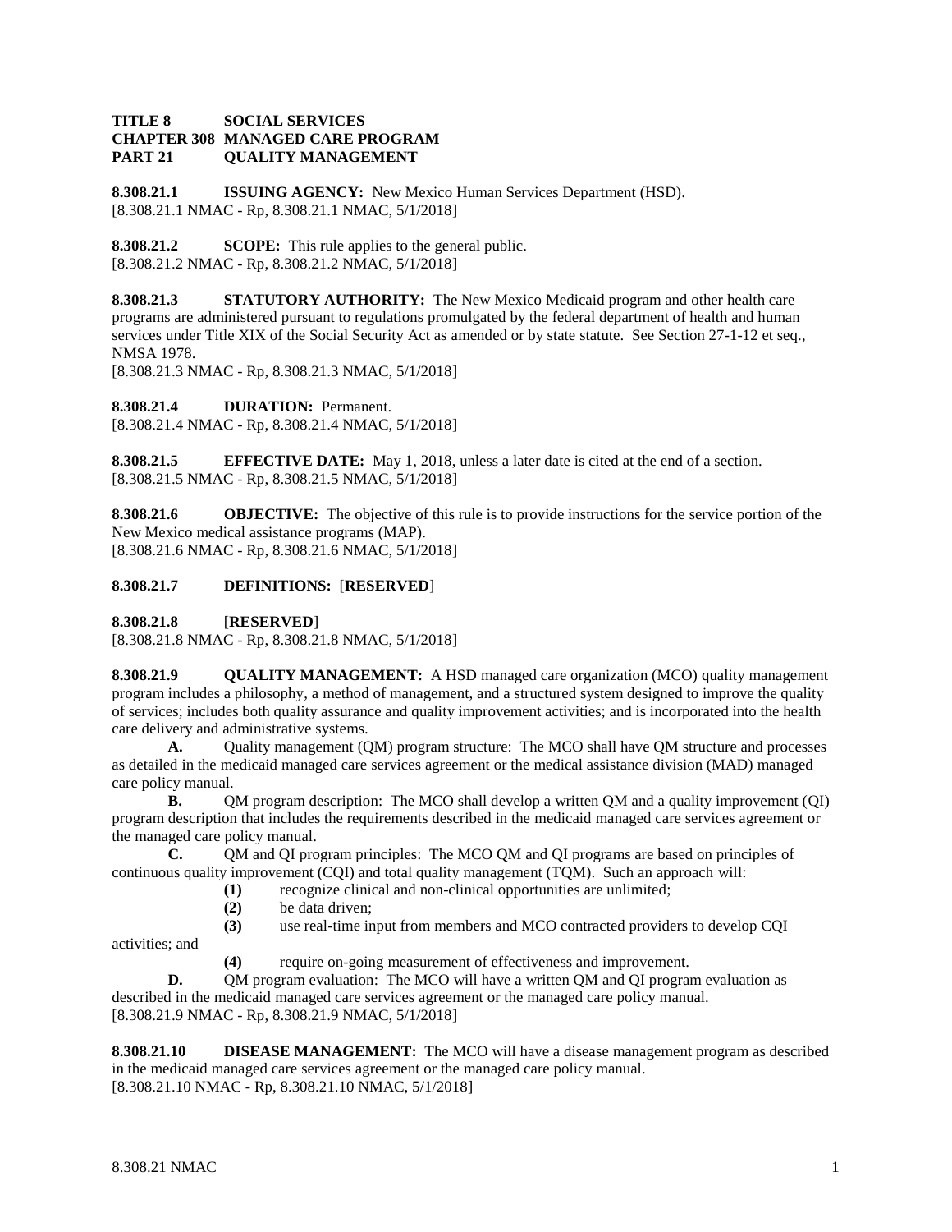**TITLE 8 SOCIAL SERVICES**
**CHAPTER 308 MANAGED CARE PROGRAM**
**PART 21 QUALITY MANAGEMENT**

**8.308.21.1 ISSUING AGENCY:** New Mexico Human Services Department (HSD).
[8.308.21.1 NMAC - Rp, 8.308.21.1 NMAC, 5/1/2018]

**8.308.21.2 SCOPE:** This rule applies to the general public.
[8.308.21.2 NMAC - Rp, 8.308.21.2 NMAC, 5/1/2018]

**8.308.21.3 STATUTORY AUTHORITY:** The New Mexico Medicaid program and other health care programs are administered pursuant to regulations promulgated by the federal department of health and human services under Title XIX of the Social Security Act as amended or by state statute. See Section 27-1-12 et seq., NMSA 1978.
[8.308.21.3 NMAC - Rp, 8.308.21.3 NMAC, 5/1/2018]

**8.308.21.4 DURATION:** Permanent.
[8.308.21.4 NMAC - Rp, 8.308.21.4 NMAC, 5/1/2018]

**8.308.21.5 EFFECTIVE DATE:** May 1, 2018, unless a later date is cited at the end of a section.
[8.308.21.5 NMAC - Rp, 8.308.21.5 NMAC, 5/1/2018]

**8.308.21.6 OBJECTIVE:** The objective of this rule is to provide instructions for the service portion of the New Mexico medical assistance programs (MAP).
[8.308.21.6 NMAC - Rp, 8.308.21.6 NMAC, 5/1/2018]

**8.308.21.7 DEFINITIONS:** [**RESERVED**]

**8.308.21.8** [**RESERVED**]
[8.308.21.8 NMAC - Rp, 8.308.21.8 NMAC, 5/1/2018]

**8.308.21.9 QUALITY MANAGEMENT:** A HSD managed care organization (MCO) quality management program includes a philosophy, a method of management, and a structured system designed to improve the quality of services; includes both quality assurance and quality improvement activities; and is incorporated into the health care delivery and administrative systems.

**A.** Quality management (QM) program structure: The MCO shall have QM structure and processes as detailed in the medicaid managed care services agreement or the medical assistance division (MAD) managed care policy manual.

**B.** QM program description: The MCO shall develop a written QM and a quality improvement (QI) program description that includes the requirements described in the medicaid managed care services agreement or the managed care policy manual.

**C.** QM and QI program principles: The MCO QM and QI programs are based on principles of continuous quality improvement (CQI) and total quality management (TQM). Such an approach will:

**(1)** recognize clinical and non-clinical opportunities are unlimited;

**(2)** be data driven;

**(3)** use real-time input from members and MCO contracted providers to develop CQI activities; and

**(4)** require on-going measurement of effectiveness and improvement.

**D.** QM program evaluation: The MCO will have a written QM and QI program evaluation as described in the medicaid managed care services agreement or the managed care policy manual.
[8.308.21.9 NMAC - Rp, 8.308.21.9 NMAC, 5/1/2018]

**8.308.21.10 DISEASE MANAGEMENT:** The MCO will have a disease management program as described in the medicaid managed care services agreement or the managed care policy manual.
[8.308.21.10 NMAC - Rp, 8.308.21.10 NMAC, 5/1/2018]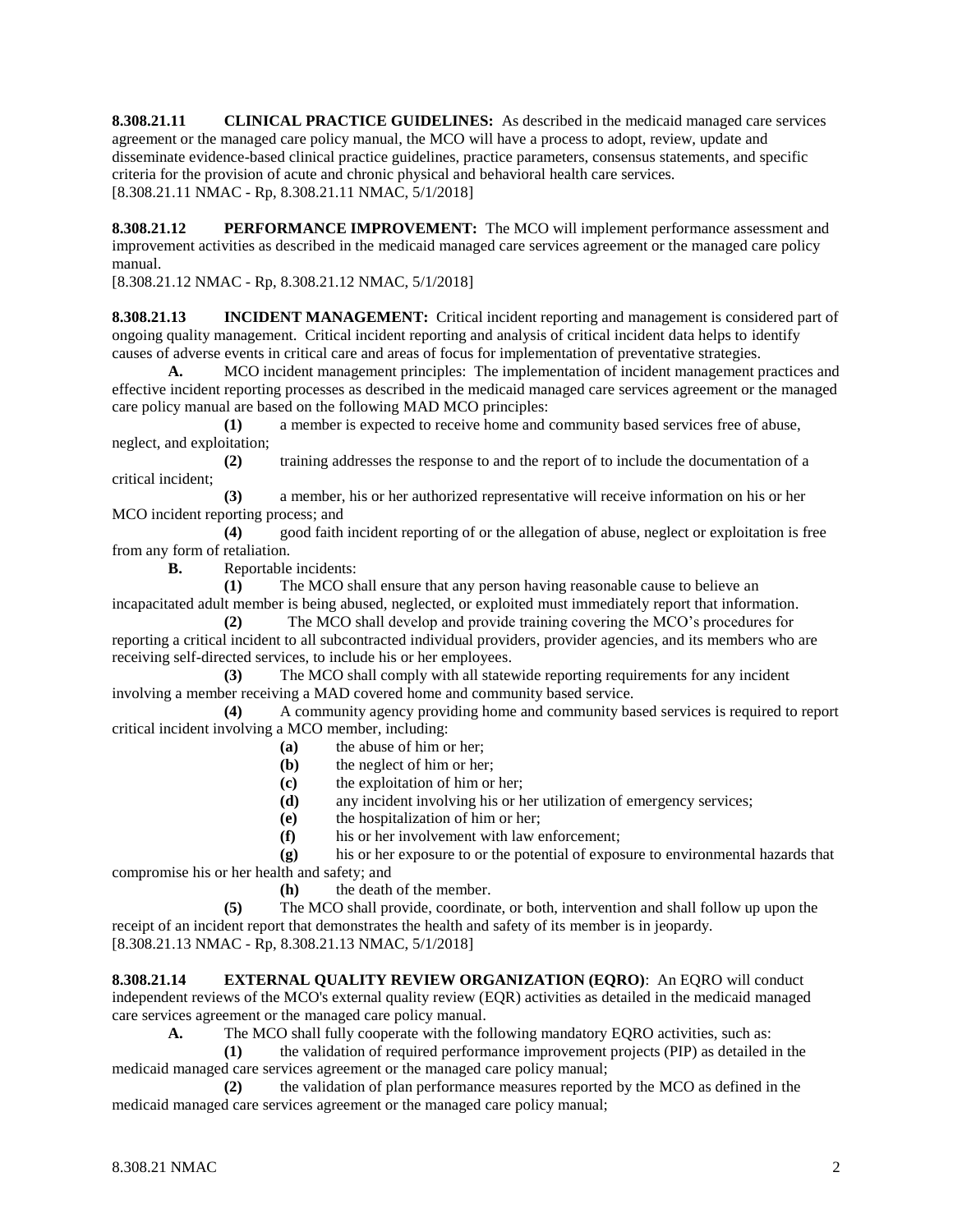**8.308.21.11 CLINICAL PRACTICE GUIDELINES:** As described in the medicaid managed care services agreement or the managed care policy manual, the MCO will have a process to adopt, review, update and disseminate evidence-based clinical practice guidelines, practice parameters, consensus statements, and specific criteria for the provision of acute and chronic physical and behavioral health care services.
[8.308.21.11 NMAC - Rp, 8.308.21.11 NMAC, 5/1/2018]

**8.308.21.12 PERFORMANCE IMPROVEMENT:** The MCO will implement performance assessment and improvement activities as described in the medicaid managed care services agreement or the managed care policy manual.
[8.308.21.12 NMAC - Rp, 8.308.21.12 NMAC, 5/1/2018]

**8.308.21.13 INCIDENT MANAGEMENT:** Critical incident reporting and management is considered part of ongoing quality management. Critical incident reporting and analysis of critical incident data helps to identify causes of adverse events in critical care and areas of focus for implementation of preventative strategies.

**A.** MCO incident management principles: The implementation of incident management practices and effective incident reporting processes as described in the medicaid managed care services agreement or the managed care policy manual are based on the following MAD MCO principles:

**(1)** a member is expected to receive home and community based services free of abuse, neglect, and exploitation;

**(2)** training addresses the response to and the report of to include the documentation of a critical incident;

**(3)** a member, his or her authorized representative will receive information on his or her MCO incident reporting process; and

**(4)** good faith incident reporting of or the allegation of abuse, neglect or exploitation is free from any form of retaliation.

**B.** Reportable incidents:

**(1)** The MCO shall ensure that any person having reasonable cause to believe an incapacitated adult member is being abused, neglected, or exploited must immediately report that information.

**(2)** The MCO shall develop and provide training covering the MCO's procedures for reporting a critical incident to all subcontracted individual providers, provider agencies, and its members who are receiving self-directed services, to include his or her employees.

**(3)** The MCO shall comply with all statewide reporting requirements for any incident involving a member receiving a MAD covered home and community based service.

**(4)** A community agency providing home and community based services is required to report critical incident involving a MCO member, including:

**(a)** the abuse of him or her;

**(b)** the neglect of him or her;

**(c)** the exploitation of him or her;

**(d)** any incident involving his or her utilization of emergency services;

**(e)** the hospitalization of him or her;

**(f)** his or her involvement with law enforcement;

**(g)** his or her exposure to or the potential of exposure to environmental hazards that compromise his or her health and safety; and

**(h)** the death of the member.

**(5)** The MCO shall provide, coordinate, or both, intervention and shall follow up upon the receipt of an incident report that demonstrates the health and safety of its member is in jeopardy.
[8.308.21.13 NMAC - Rp, 8.308.21.13 NMAC, 5/1/2018]

**8.308.21.14 EXTERNAL QUALITY REVIEW ORGANIZATION (EQRO)**: An EQRO will conduct independent reviews of the MCO's external quality review (EQR) activities as detailed in the medicaid managed care services agreement or the managed care policy manual.

**A.** The MCO shall fully cooperate with the following mandatory EQRO activities, such as:

**(1)** the validation of required performance improvement projects (PIP) as detailed in the medicaid managed care services agreement or the managed care policy manual;

**(2)** the validation of plan performance measures reported by the MCO as defined in the medicaid managed care services agreement or the managed care policy manual;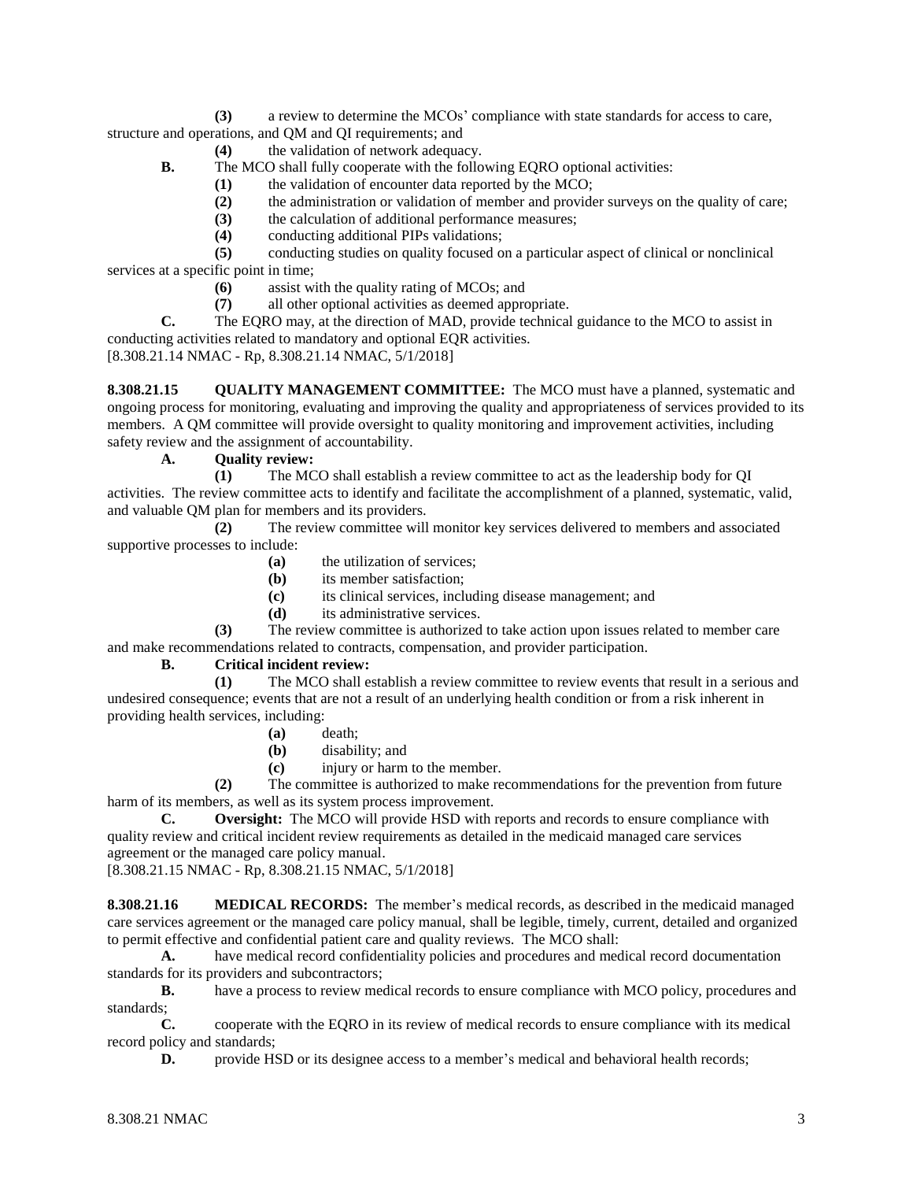**(3)** a review to determine the MCOs' compliance with state standards for access to care, structure and operations, and QM and QI requirements; and

**(4)** the validation of network adequacy.

**B.** The MCO shall fully cooperate with the following EQRO optional activities:

**(1)** the validation of encounter data reported by the MCO;

**(2)** the administration or validation of member and provider surveys on the quality of care;

**(3)** the calculation of additional performance measures;

**(4)** conducting additional PIPs validations;

**(5)** conducting studies on quality focused on a particular aspect of clinical or nonclinical services at a specific point in time;

**(6)** assist with the quality rating of MCOs; and

**(7)** all other optional activities as deemed appropriate.

**C.** The EQRO may, at the direction of MAD, provide technical guidance to the MCO to assist in conducting activities related to mandatory and optional EQR activities.

[8.308.21.14 NMAC - Rp, 8.308.21.14 NMAC, 5/1/2018]

**8.308.21.15 QUALITY MANAGEMENT COMMITTEE:** The MCO must have a planned, systematic and ongoing process for monitoring, evaluating and improving the quality and appropriateness of services provided to its members. A QM committee will provide oversight to quality monitoring and improvement activities, including safety review and the assignment of accountability.

**A. Quality review:**

**(1)** The MCO shall establish a review committee to act as the leadership body for QI activities. The review committee acts to identify and facilitate the accomplishment of a planned, systematic, valid, and valuable QM plan for members and its providers.

**(2)** The review committee will monitor key services delivered to members and associated supportive processes to include:

**(a)** the utilization of services;

**(b)** its member satisfaction;

**(c)** its clinical services, including disease management; and

**(d)** its administrative services.

**(3)** The review committee is authorized to take action upon issues related to member care and make recommendations related to contracts, compensation, and provider participation.

**B. Critical incident review:**

**(1)** The MCO shall establish a review committee to review events that result in a serious and undesired consequence; events that are not a result of an underlying health condition or from a risk inherent in providing health services, including:

**(a)** death;

**(b)** disability; and

**(c)** injury or harm to the member.

**(2)** The committee is authorized to make recommendations for the prevention from future harm of its members, as well as its system process improvement.

**C. Oversight:** The MCO will provide HSD with reports and records to ensure compliance with quality review and critical incident review requirements as detailed in the medicaid managed care services agreement or the managed care policy manual.

[8.308.21.15 NMAC - Rp, 8.308.21.15 NMAC, 5/1/2018]

**8.308.21.16 MEDICAL RECORDS:** The member's medical records, as described in the medicaid managed care services agreement or the managed care policy manual, shall be legible, timely, current, detailed and organized to permit effective and confidential patient care and quality reviews. The MCO shall:

**A.** have medical record confidentiality policies and procedures and medical record documentation standards for its providers and subcontractors;

**B.** have a process to review medical records to ensure compliance with MCO policy, procedures and standards;

**C.** cooperate with the EQRO in its review of medical records to ensure compliance with its medical record policy and standards;

**D.** provide HSD or its designee access to a member's medical and behavioral health records;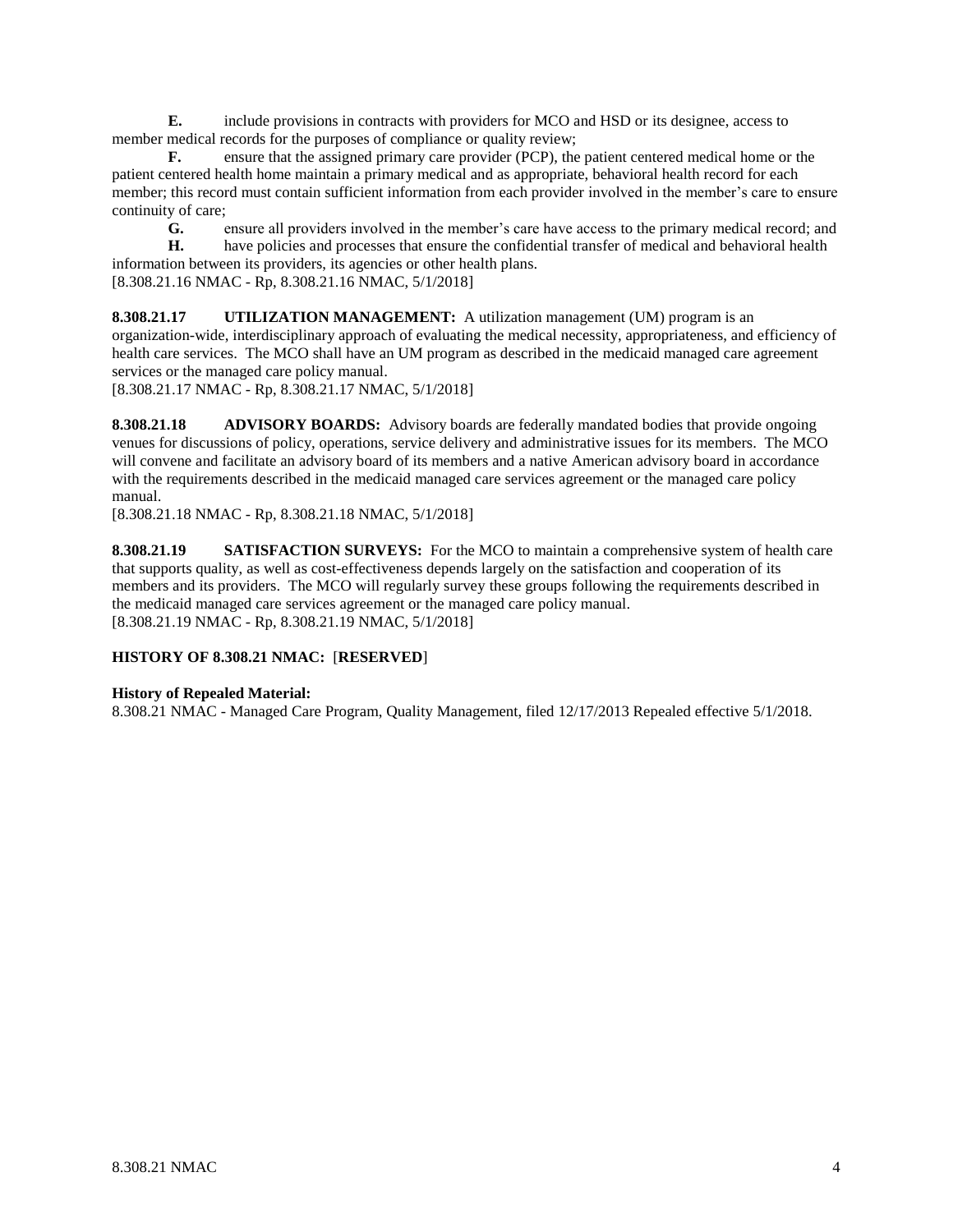**E.** include provisions in contracts with providers for MCO and HSD or its designee, access to member medical records for the purposes of compliance or quality review;

**F.** ensure that the assigned primary care provider (PCP), the patient centered medical home or the patient centered health home maintain a primary medical and as appropriate, behavioral health record for each member; this record must contain sufficient information from each provider involved in the member's care to ensure continuity of care;

**G.** ensure all providers involved in the member's care have access to the primary medical record; and

**H.** have policies and processes that ensure the confidential transfer of medical and behavioral health information between its providers, its agencies or other health plans.

[8.308.21.16 NMAC - Rp, 8.308.21.16 NMAC, 5/1/2018]

**8.308.21.17 UTILIZATION MANAGEMENT:** A utilization management (UM) program is an organization-wide, interdisciplinary approach of evaluating the medical necessity, appropriateness, and efficiency of health care services. The MCO shall have an UM program as described in the medicaid managed care agreement services or the managed care policy manual.

[8.308.21.17 NMAC - Rp, 8.308.21.17 NMAC, 5/1/2018]

**8.308.21.18 ADVISORY BOARDS:** Advisory boards are federally mandated bodies that provide ongoing venues for discussions of policy, operations, service delivery and administrative issues for its members. The MCO will convene and facilitate an advisory board of its members and a native American advisory board in accordance with the requirements described in the medicaid managed care services agreement or the managed care policy manual.

[8.308.21.18 NMAC - Rp, 8.308.21.18 NMAC, 5/1/2018]

**8.308.21.19 SATISFACTION SURVEYS:** For the MCO to maintain a comprehensive system of health care that supports quality, as well as cost-effectiveness depends largely on the satisfaction and cooperation of its members and its providers. The MCO will regularly survey these groups following the requirements described in the medicaid managed care services agreement or the managed care policy manual.

[8.308.21.19 NMAC - Rp, 8.308.21.19 NMAC, 5/1/2018]

**HISTORY OF 8.308.21 NMAC:** [**RESERVED**]

**History of Repealed Material:**

8.308.21 NMAC - Managed Care Program, Quality Management, filed 12/17/2013 Repealed effective 5/1/2018.